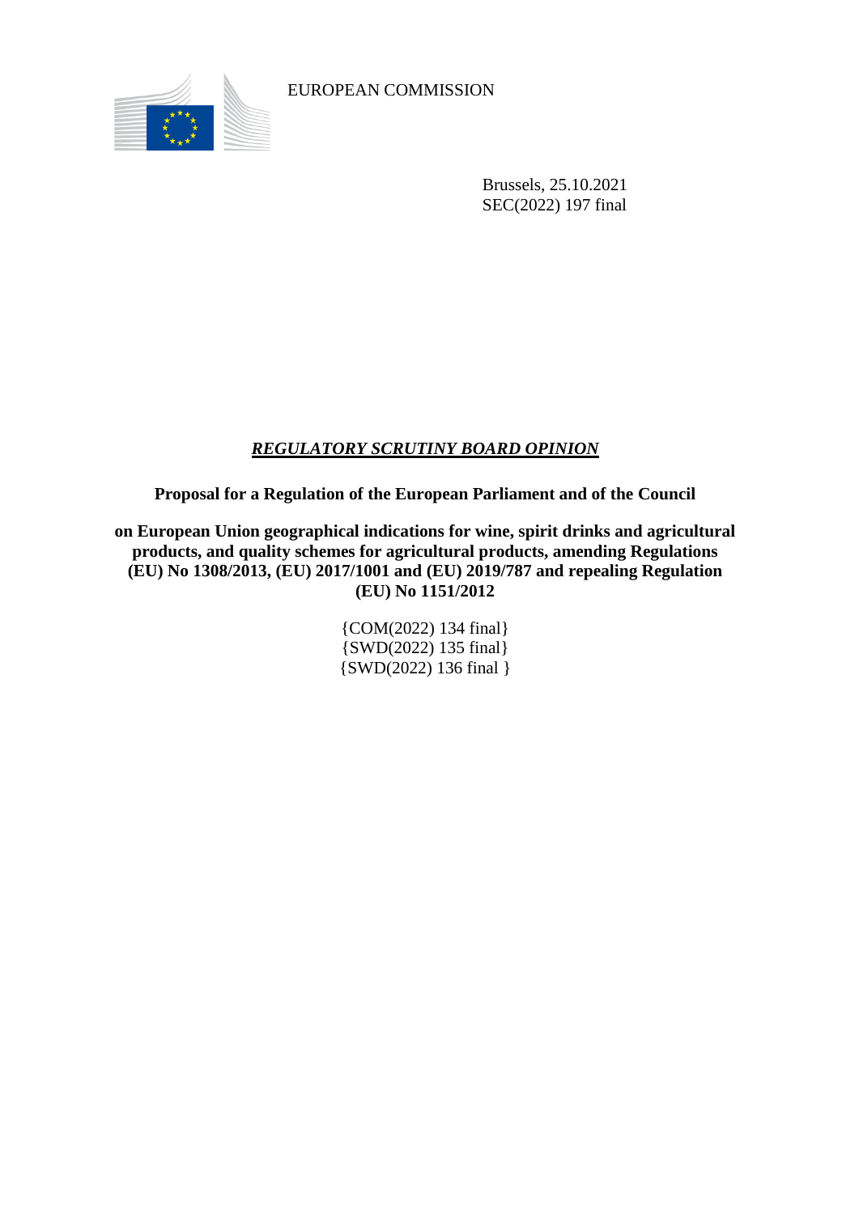EUROPEAN COMMISSION

Brussels, 25.10.2021
SEC(2022) 197 final

# *REGULATORY SCRUTINY BOARD OPINION*

**Proposal for a Regulation of the European Parliament and of the Council**

**on European Union geographical indications for wine, spirit drinks and agricultural products, and quality schemes for agricultural products, amending Regulations (EU) No 1308/2013, (EU) 2017/1001 and (EU) 2019/787 and repealing Regulation (EU) No 1151/2012**

{COM(2022) 134 final}
{SWD(2022) 135 final}
{SWD(2022) 136 final }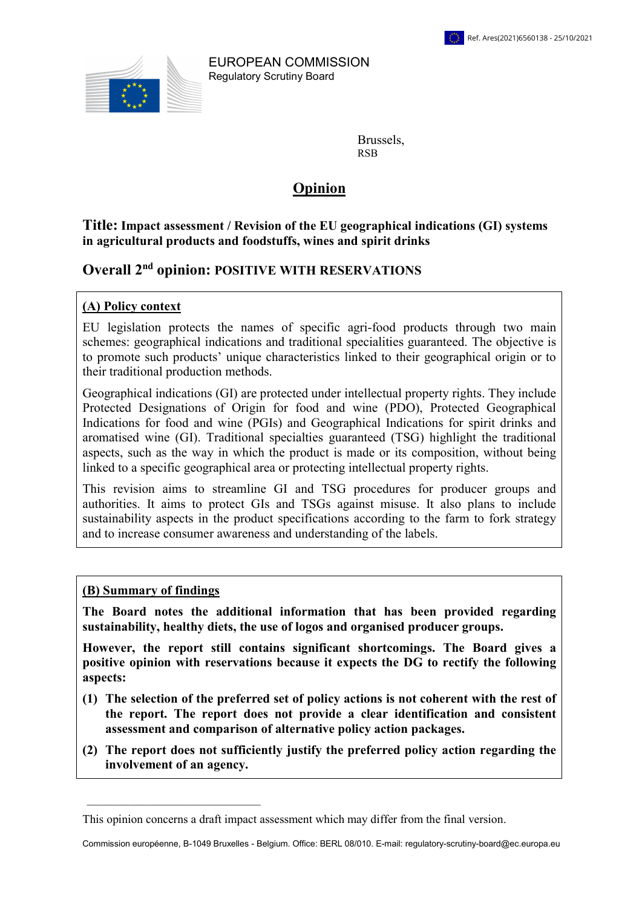Ref. Ares(2021)6560138 - 25/10/2021

EUROPEAN COMMISSION
Regulatory Scrutiny Board

Brussels,
RSB

# Opinion

## Title: Impact assessment / Revision of the EU geographical indications (GI) systems in agricultural products and foodstuffs, wines and spirit drinks

## Overall 2nd opinion: POSITIVE WITH RESERVATIONS

### (A) Policy context

EU legislation protects the names of specific agri-food products through two main schemes: geographical indications and traditional specialties guaranteed. The objective is to promote such products' unique characteristics linked to their geographical origin or to their traditional production methods.

Geographical indications (GI) are protected under intellectual property rights. They include Protected Designations of Origin for food and wine (PDO), Protected Geographical Indications for food and wine (PGIs) and Geographical Indications for spirit drinks and aromatised wine (GI). Traditional specialties guaranteed (TSG) highlight the traditional aspects, such as the way in which the product is made or its composition, without being linked to a specific geographical area or protecting intellectual property rights.

This revision aims to streamline GI and TSG procedures for producer groups and authorities. It aims to protect GIs and TSGs against misuse. It also plans to include sustainability aspects in the product specifications according to the farm to fork strategy and to increase consumer awareness and understanding of the labels.

### (B) Summary of findings

**The Board notes the additional information that has been provided regarding sustainability, healthy diets, the use of logos and organised producer groups.**

**However, the report still contains significant shortcomings. The Board gives a positive opinion with reservations because it expects the DG to rectify the following aspects:**

**(1) The selection of the preferred set of policy actions is not coherent with the rest of the report. The report does not provide a clear identification and consistent assessment and comparison of alternative policy action packages.**

**(2) The report does not sufficiently justify the preferred policy action regarding the involvement of an agency.**

---

This opinion concerns a draft impact assessment which may differ from the final version.

Commission européenne, B-1049 Bruxelles - Belgium. Office: BERL 08/010. E-mail: regulatory-scrutiny-board@ec.europa.eu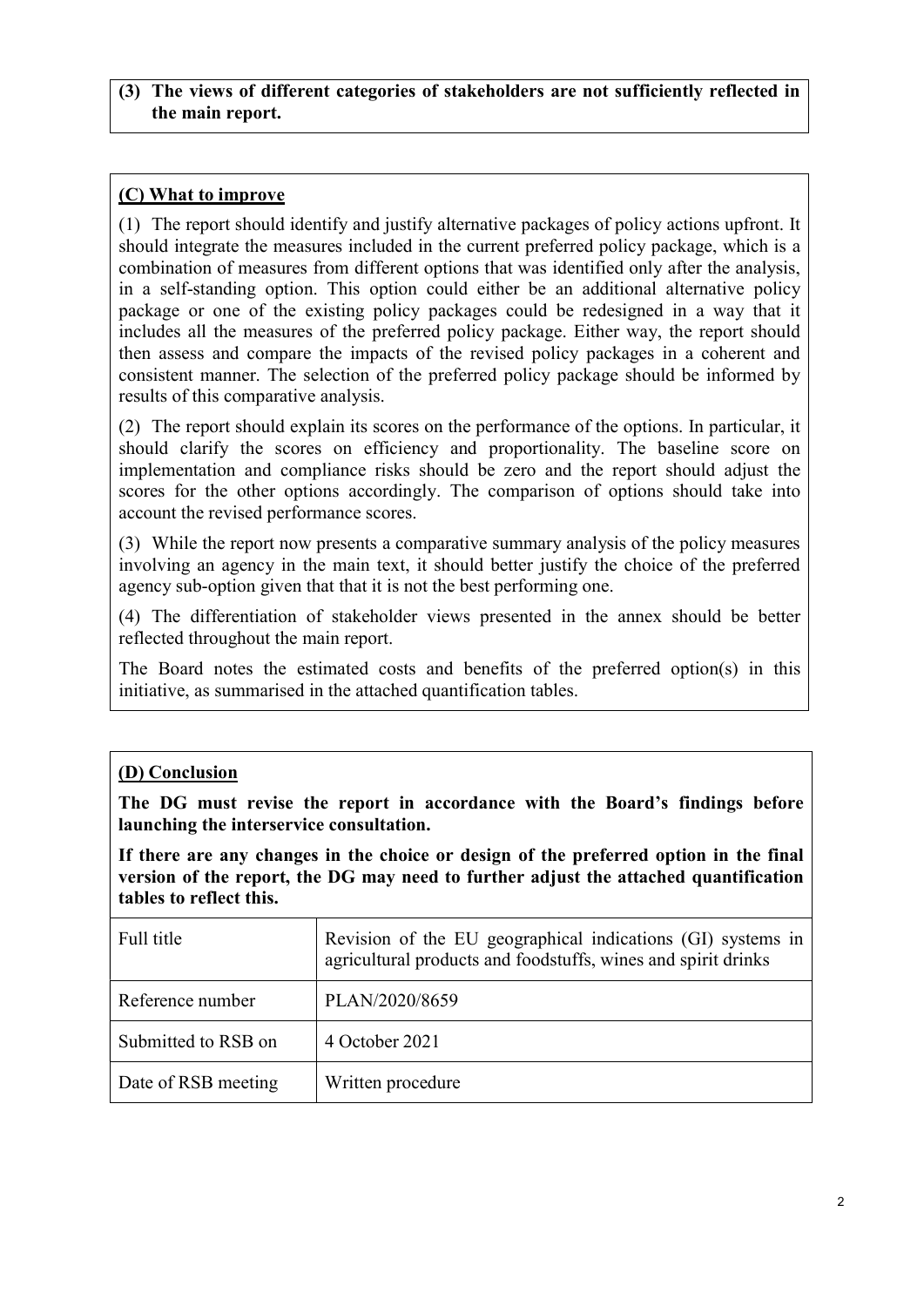**(3) The views of different categories of stakeholders are not sufficiently reflected in the main report.**

## (C) What to improve

(1) The report should identify and justify alternative packages of policy actions upfront. It should integrate the measures included in the current preferred policy package, which is a combination of measures from different options that was identified only after the analysis, in a self-standing option. This option could either be an additional alternative policy package or one of the existing policy packages could be redesigned in a way that it includes all the measures of the preferred policy package. Either way, the report should then assess and compare the impacts of the revised policy packages in a coherent and consistent manner. The selection of the preferred policy package should be informed by results of this comparative analysis.

(2) The report should explain its scores on the performance of the options. In particular, it should clarify the scores on efficiency and proportionality. The baseline score on implementation and compliance risks should be zero and the report should adjust the scores for the other options accordingly. The comparison of options should take into account the revised performance scores.

(3) While the report now presents a comparative summary analysis of the policy measures involving an agency in the main text, it should better justify the choice of the preferred agency sub-option given that that it is not the best performing one.

(4) The differentiation of stakeholder views presented in the annex should be better reflected throughout the main report.

The Board notes the estimated costs and benefits of the preferred option(s) in this initiative, as summarised in the attached quantification tables.

## (D) Conclusion

**The DG must revise the report in accordance with the Board's findings before launching the interservice consultation.**

**If there are any changes in the choice or design of the preferred option in the final version of the report, the DG may need to further adjust the attached quantification tables to reflect this.**

| Full title | Revision of the EU geographical indications (GI) systems in agricultural products and foodstuffs, wines and spirit drinks |
|---|---|
| Reference number | PLAN/2020/8659 |
| Submitted to RSB on | 4 October 2021 |
| Date of RSB meeting | Written procedure |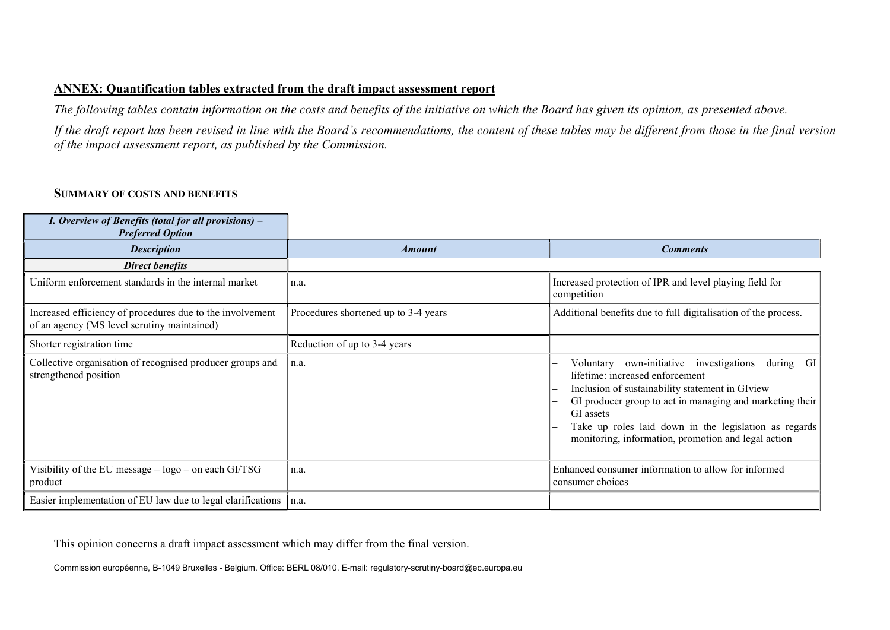## ANNEX: Quantification tables extracted from the draft impact assessment report

*The following tables contain information on the costs and benefits of the initiative on which the Board has given its opinion, as presented above.*

*If the draft report has been revised in line with the Board's recommendations, the content of these tables may be different from those in the final version of the impact assessment report, as published by the Commission.*

### SUMMARY OF COSTS AND BENEFITS

| ***I. Overview of Benefits (total for all provisions) – Preferred Option*** | | |
|---|---|---|
| ***Description*** | ***Amount*** | ***Comments*** |
| ***Direct benefits*** | | |
| Uniform enforcement standards in the internal market | n.a. | Increased protection of IPR and level playing field for competition |
| Increased efficiency of procedures due to the involvement of an agency (MS level scrutiny maintained) | Procedures shortened up to 3-4 years | Additional benefits due to full digitalisation of the process. |
| Shorter registration time | Reduction of up to 3-4 years | |
| Collective organisation of recognised producer groups and strengthened position | n.a. | – Voluntary own-initiative investigations during GI lifetime: increased enforcement<br>– Inclusion of sustainability statement in GIview<br>– GI producer group to act in managing and marketing their GI assets<br>– Take up roles laid down in the legislation as regards monitoring, information, promotion and legal action |
| Visibility of the EU message – logo – on each GI/TSG product | n.a. | Enhanced consumer information to allow for informed consumer choices |
| Easier implementation of EU law due to legal clarifications | n.a. | |

This opinion concerns a draft impact assessment which may differ from the final version.

Commission européenne, B-1049 Bruxelles - Belgium. Office: BERL 08/010. E-mail: regulatory-scrutiny-board@ec.europa.eu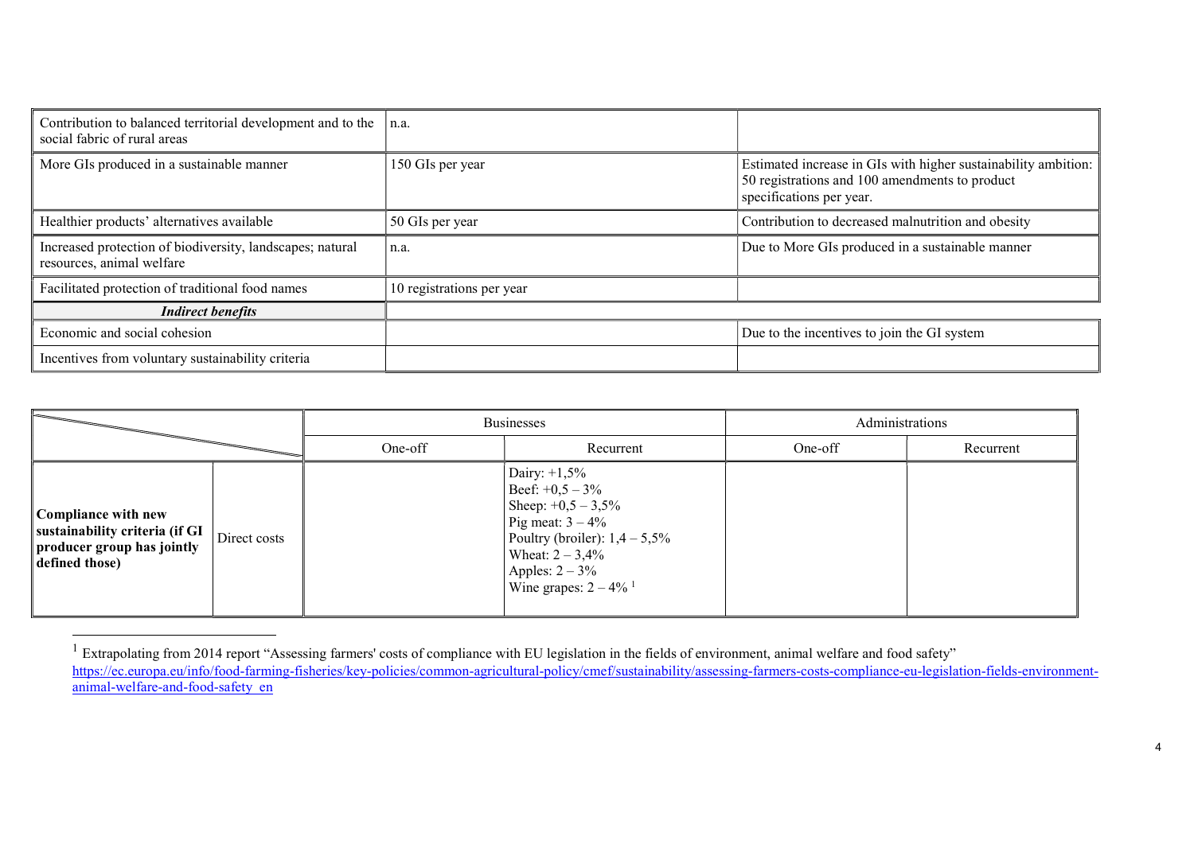| | | |
|---|---|---|
| Contribution to balanced territorial development and to the social fabric of rural areas | n.a. | |
| More GIs produced in a sustainable manner | 150 GIs per year | Estimated increase in GIs with higher sustainability ambition: 50 registrations and 100 amendments to product specifications per year. |
| Healthier products' alternatives available | 50 GIs per year | Contribution to decreased malnutrition and obesity |
| Increased protection of biodiversity, landscapes; natural resources, animal welfare | n.a. | Due to More GIs produced in a sustainable manner |
| Facilitated protection of traditional food names | 10 registrations per year | |
| ***Indirect benefits*** | | |
| Economic and social cohesion | | Due to the incentives to join the GI system |
| Incentives from voluntary sustainability criteria | | |

| | | Businesses | | Administrations | |
|---|---|---|---|---|---|
| | | One-off | Recurrent | One-off | Recurrent |
| **Compliance with new sustainability criteria (if GI producer group has jointly defined those)** | Direct costs | | Dairy: +1,5%<br>Beef: +0,5 – 3%<br>Sheep: +0,5 – 3,5%<br>Pig meat: 3 – 4%<br>Poultry (broiler): 1,4 – 5,5%<br>Wheat: 2 – 3,4%<br>Apples: 2 – 3%<br>Wine grapes: 2 – 4% [1] | | |

[1] Extrapolating from 2014 report "Assessing farmers' costs of compliance with EU legislation in the fields of environment, animal welfare and food safety" https://ec.europa.eu/info/food-farming-fisheries/key-policies/common-agricultural-policy/cmef/sustainability/assessing-farmers-costs-compliance-eu-legislation-fields-environment-animal-welfare-and-food-safety_en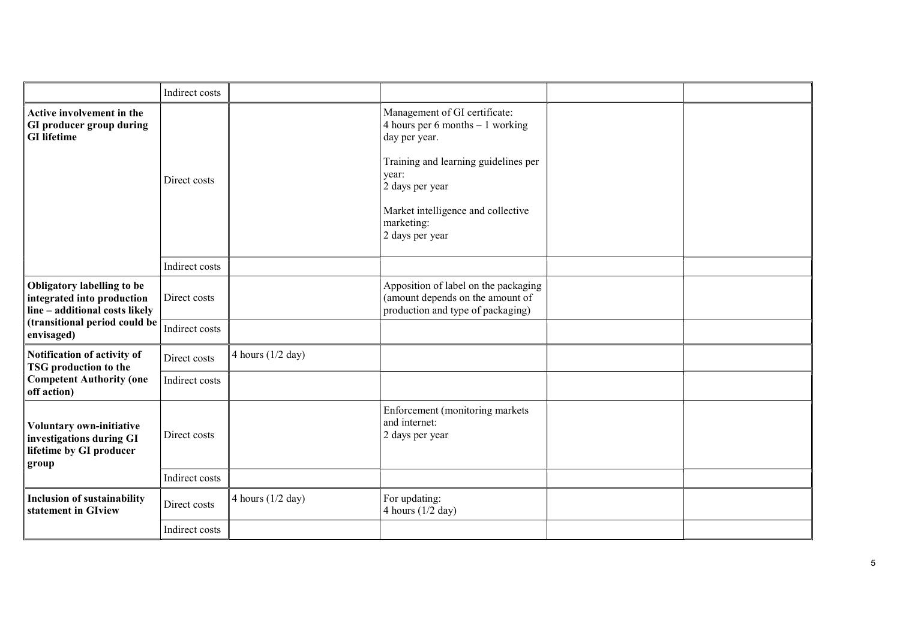| | | | | | |
|---|---|---|---|---|---|
| | Indirect costs | | | | |
| **Active involvement in the GI producer group during GI lifetime** | Direct costs | | Management of GI certificate: 4 hours per 6 months – 1 working day per year.<br><br>Training and learning guidelines per year: 2 days per year<br><br>Market intelligence and collective marketing: 2 days per year | | |
| | Indirect costs | | | | |
| **Obligatory labelling to be integrated into production line – additional costs likely (transitional period could be envisaged)** | Direct costs | | Apposition of label on the packaging (amount depends on the amount of production and type of packaging) | | |
| | Indirect costs | | | | |
| **Notification of activity of TSG production to the Competent Authority (one off action)** | Direct costs | 4 hours (1/2 day) | | | |
| | Indirect costs | | | | |
| **Voluntary own-initiative investigations during GI lifetime by GI producer group** | Direct costs | | Enforcement (monitoring markets and internet: 2 days per year | | |
| | Indirect costs | | | | |
| **Inclusion of sustainability statement in GIview** | Direct costs | 4 hours (1/2 day) | For updating: 4 hours (1/2 day) | | |
| | Indirect costs | | | | |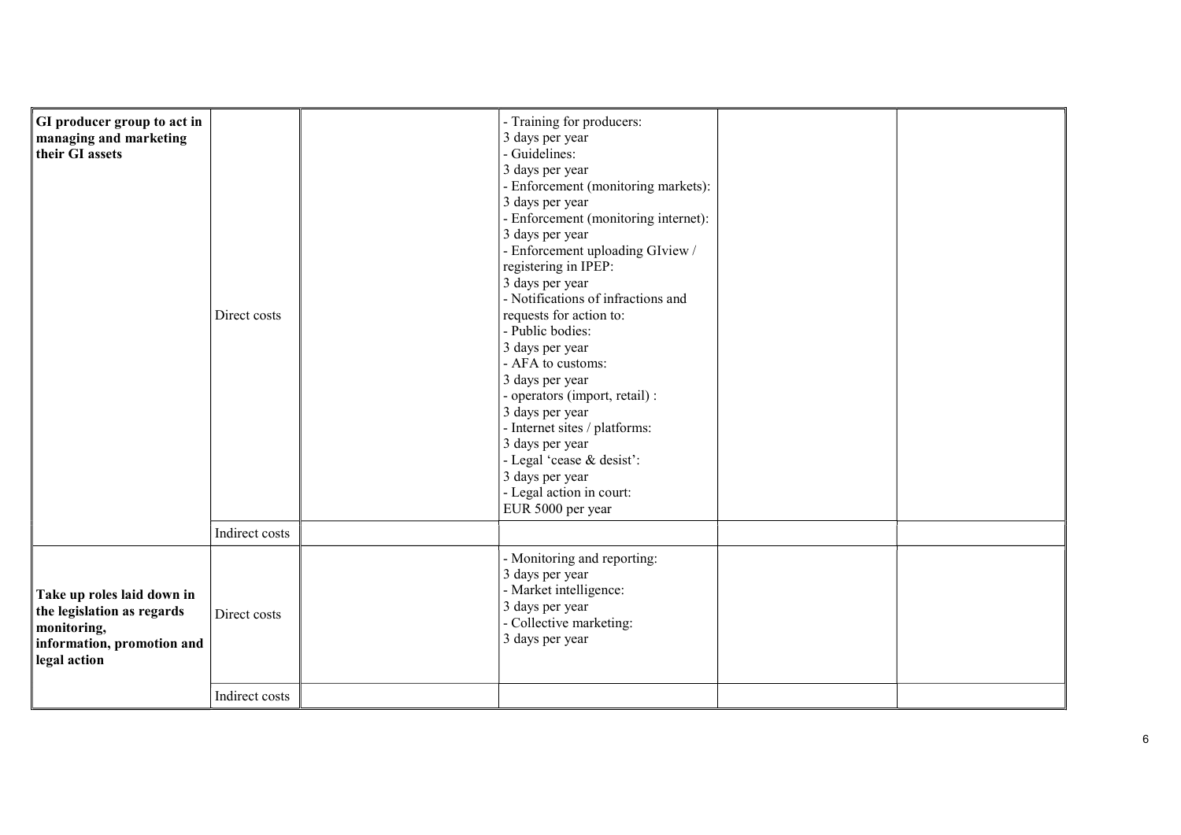| | | | | | |
|---|---|---|---|---|---|
| **GI producer group to act in managing and marketing their GI assets** | Direct costs | | - Training for producers:<br>3 days per year<br>- Guidelines:<br>3 days per year<br>- Enforcement (monitoring markets):<br>3 days per year<br>- Enforcement (monitoring internet):<br>3 days per year<br>- Enforcement uploading GIview / registering in IPEP:<br>3 days per year<br>- Notifications of infractions and requests for action to:<br>- Public bodies:<br>3 days per year<br>- AFA to customs:<br>3 days per year<br>- operators (import, retail) :<br>3 days per year<br>- Internet sites / platforms:<br>3 days per year<br>- Legal 'cease & desist':<br>3 days per year<br>- Legal action in court:<br>EUR 5000 per year | | |
| | Indirect costs | | | | |
| **Take up roles laid down in the legislation as regards monitoring, information, promotion and legal action** | Direct costs | | - Monitoring and reporting:<br>3 days per year<br>- Market intelligence:<br>3 days per year<br>- Collective marketing:<br>3 days per year | | |
| | Indirect costs | | | | |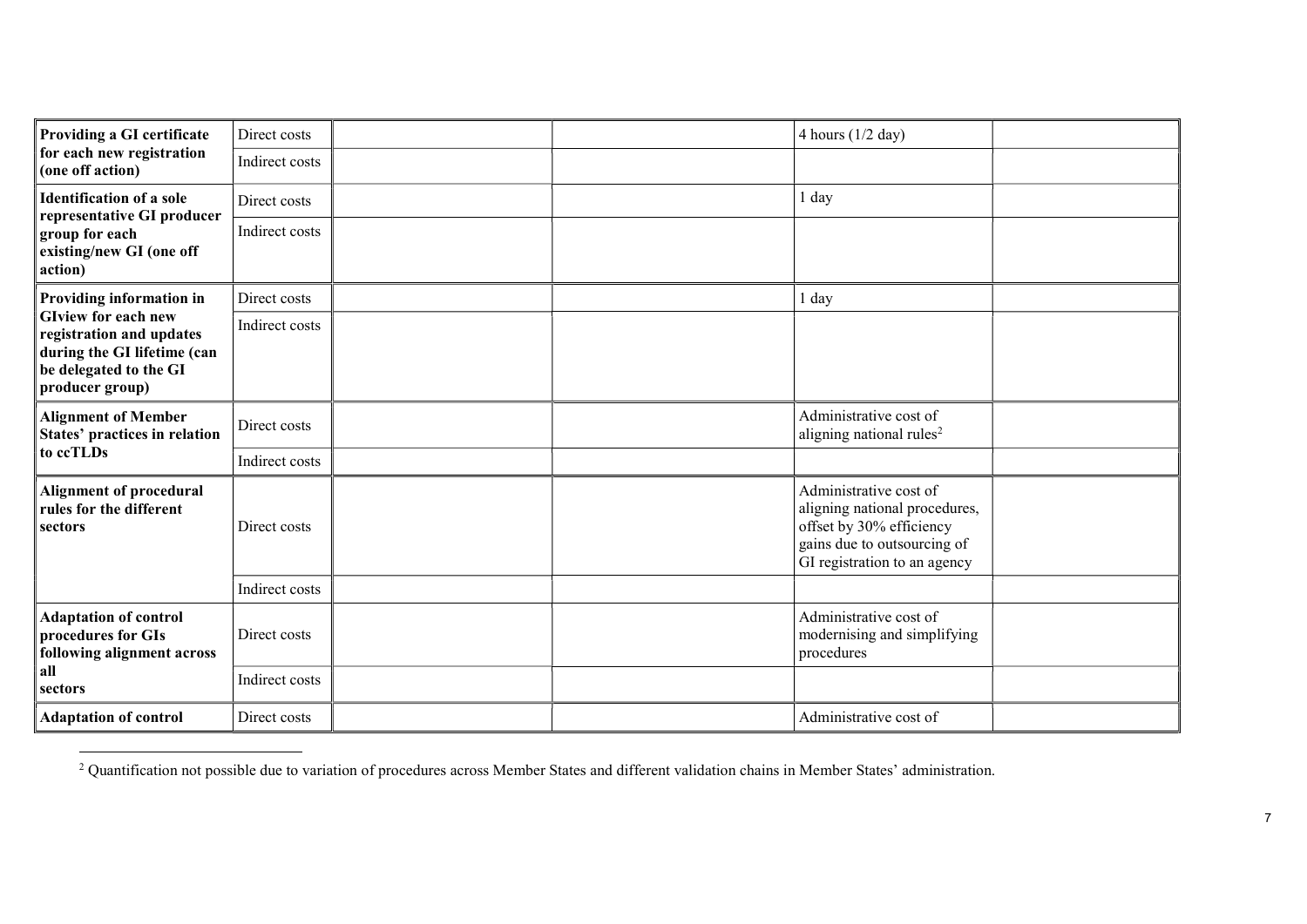| | | | | | |
|---|---|---|---|---|---|
| **Providing a GI certificate for each new registration (one off action)** | Direct costs | | | 4 hours (1/2 day) | |
| | Indirect costs | | | | |
| **Identification of a sole representative GI producer group for each existing/new GI (one off action)** | Direct costs | | | 1 day | |
| | Indirect costs | | | | |
| **Providing information in GIview for each new registration and updates during the GI lifetime (can be delegated to the GI producer group)** | Direct costs | | | 1 day | |
| | Indirect costs | | | | |
| **Alignment of Member States' practices in relation to ccTLDs** | Direct costs | | | Administrative cost of aligning national rules[2] | |
| | Indirect costs | | | | |
| **Alignment of procedural rules for the different sectors** | Direct costs | | | Administrative cost of aligning national procedures, offset by 30% efficiency gains due to outsourcing of GI registration to an agency | |
| | Indirect costs | | | | |
| **Adaptation of control procedures for GIs following alignment across all sectors** | Direct costs | | | Administrative cost of modernising and simplifying procedures | |
| | Indirect costs | | | | |
| **Adaptation of control** | Direct costs | | | Administrative cost of | |

[2] Quantification not possible due to variation of procedures across Member States and different validation chains in Member States' administration.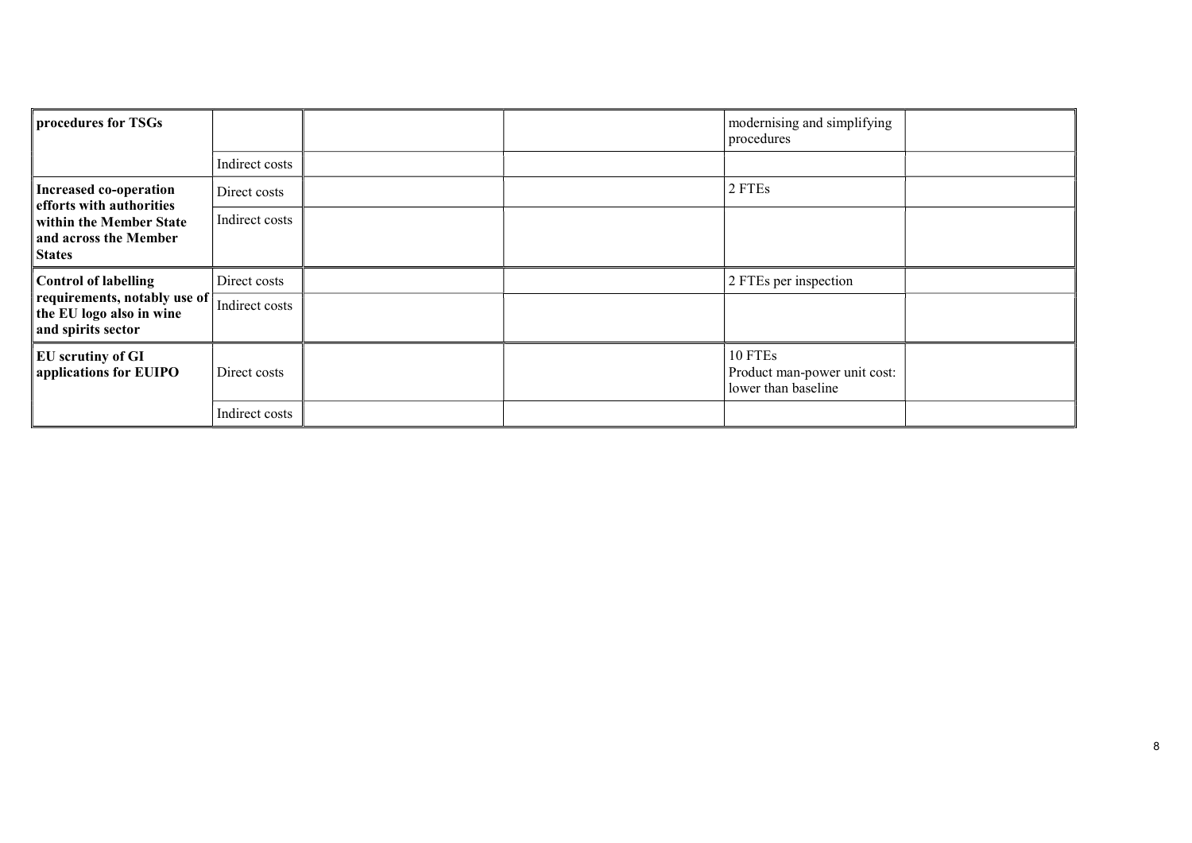| | | | | | |
|---|---|---|---|---|---|
| **procedures for TSGs** | | | | modernising and simplifying procedures | |
| | Indirect costs | | | | |
| **Increased co-operation efforts with authorities within the Member State and across the Member States** | Direct costs | | | 2 FTEs | |
| | Indirect costs | | | | |
| **Control of labelling requirements, notably use of the EU logo also in wine and spirits sector** | Direct costs | | | 2 FTEs per inspection | |
| | Indirect costs | | | | |
| **EU scrutiny of GI applications for EUIPO** | Direct costs | | | 10 FTEs<br>Product man-power unit cost: lower than baseline | |
| | Indirect costs | | | | |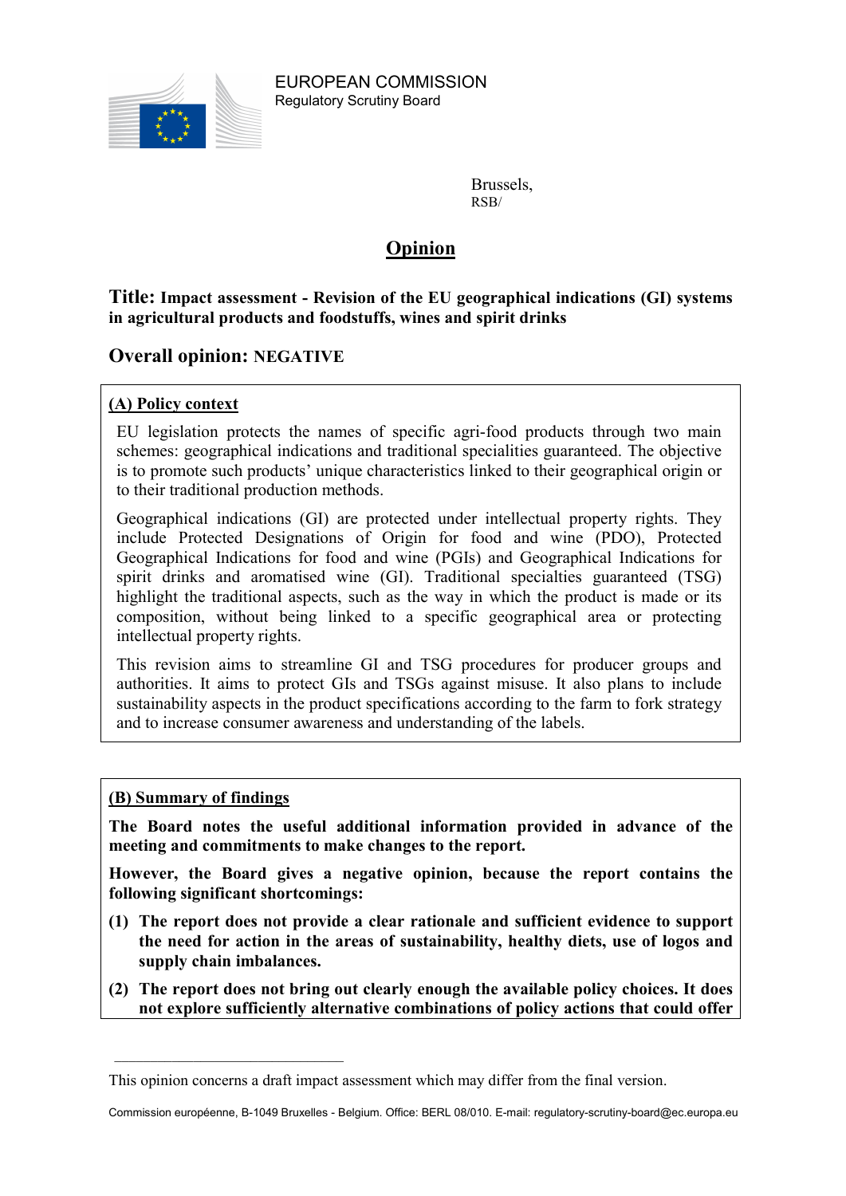EUROPEAN COMMISSION
Regulatory Scrutiny Board

Brussels,
RSB/

# Opinion

## Title: Impact assessment - Revision of the EU geographical indications (GI) systems in agricultural products and foodstuffs, wines and spirit drinks

## Overall opinion: NEGATIVE

### (A) Policy context

EU legislation protects the names of specific agri-food products through two main schemes: geographical indications and traditional specialities guaranteed. The objective is to promote such products' unique characteristics linked to their geographical origin or to their traditional production methods.

Geographical indications (GI) are protected under intellectual property rights. They include Protected Designations of Origin for food and wine (PDO), Protected Geographical Indications for food and wine (PGIs) and Geographical Indications for spirit drinks and aromatised wine (GI). Traditional specialties guaranteed (TSG) highlight the traditional aspects, such as the way in which the product is made or its composition, without being linked to a specific geographical area or protecting intellectual property rights.

This revision aims to streamline GI and TSG procedures for producer groups and authorities. It aims to protect GIs and TSGs against misuse. It also plans to include sustainability aspects in the product specifications according to the farm to fork strategy and to increase consumer awareness and understanding of the labels.

### (B) Summary of findings

**The Board notes the useful additional information provided in advance of the meeting and commitments to make changes to the report.**

**However, the Board gives a negative opinion, because the report contains the following significant shortcomings:**

**(1) The report does not provide a clear rationale and sufficient evidence to support the need for action in the areas of sustainability, healthy diets, use of logos and supply chain imbalances.**

**(2) The report does not bring out clearly enough the available policy choices. It does not explore sufficiently alternative combinations of policy actions that could offer**

---

This opinion concerns a draft impact assessment which may differ from the final version.

Commission européenne, B-1049 Bruxelles - Belgium. Office: BERL 08/010. E-mail: regulatory-scrutiny-board@ec.europa.eu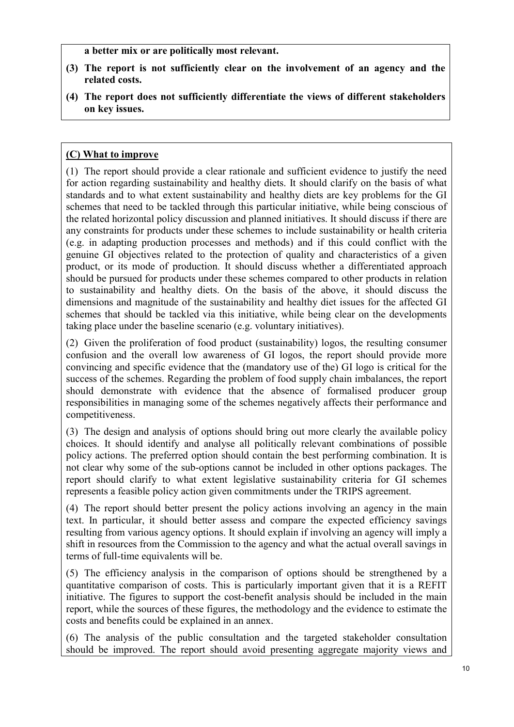**a better mix or are politically most relevant.**

**(3) The report is not sufficiently clear on the involvement of an agency and the related costs.**

**(4) The report does not sufficiently differentiate the views of different stakeholders on key issues.**

## (C) What to improve

(1) The report should provide a clear rationale and sufficient evidence to justify the need for action regarding sustainability and healthy diets. It should clarify on the basis of what standards and to what extent sustainability and healthy diets are key problems for the GI schemes that need to be tackled through this particular initiative, while being conscious of the related horizontal policy discussion and planned initiatives. It should discuss if there are any constraints for products under these schemes to include sustainability or health criteria (e.g. in adapting production processes and methods) and if this could conflict with the genuine GI objectives related to the protection of quality and characteristics of a given product, or its mode of production. It should discuss whether a differentiated approach should be pursued for products under these schemes compared to other products in relation to sustainability and healthy diets. On the basis of the above, it should discuss the dimensions and magnitude of the sustainability and healthy diet issues for the affected GI schemes that should be tackled via this initiative, while being clear on the developments taking place under the baseline scenario (e.g. voluntary initiatives).

(2) Given the proliferation of food product (sustainability) logos, the resulting consumer confusion and the overall low awareness of GI logos, the report should provide more convincing and specific evidence that the (mandatory use of the) GI logo is critical for the success of the schemes. Regarding the problem of food supply chain imbalances, the report should demonstrate with evidence that the absence of formalised producer group responsibilities in managing some of the schemes negatively affects their performance and competitiveness.

(3) The design and analysis of options should bring out more clearly the available policy choices. It should identify and analyse all politically relevant combinations of possible policy actions. The preferred option should contain the best performing combination. It is not clear why some of the sub-options cannot be included in other options packages. The report should clarify to what extent legislative sustainability criteria for GI schemes represents a feasible policy action given commitments under the TRIPS agreement.

(4) The report should better present the policy actions involving an agency in the main text. In particular, it should better assess and compare the expected efficiency savings resulting from various agency options. It should explain if involving an agency will imply a shift in resources from the Commission to the agency and what the actual overall savings in terms of full-time equivalents will be.

(5) The efficiency analysis in the comparison of options should be strengthened by a quantitative comparison of costs. This is particularly important given that it is a REFIT initiative. The figures to support the cost-benefit analysis should be included in the main report, while the sources of these figures, the methodology and the evidence to estimate the costs and benefits could be explained in an annex.

(6) The analysis of the public consultation and the targeted stakeholder consultation should be improved. The report should avoid presenting aggregate majority views and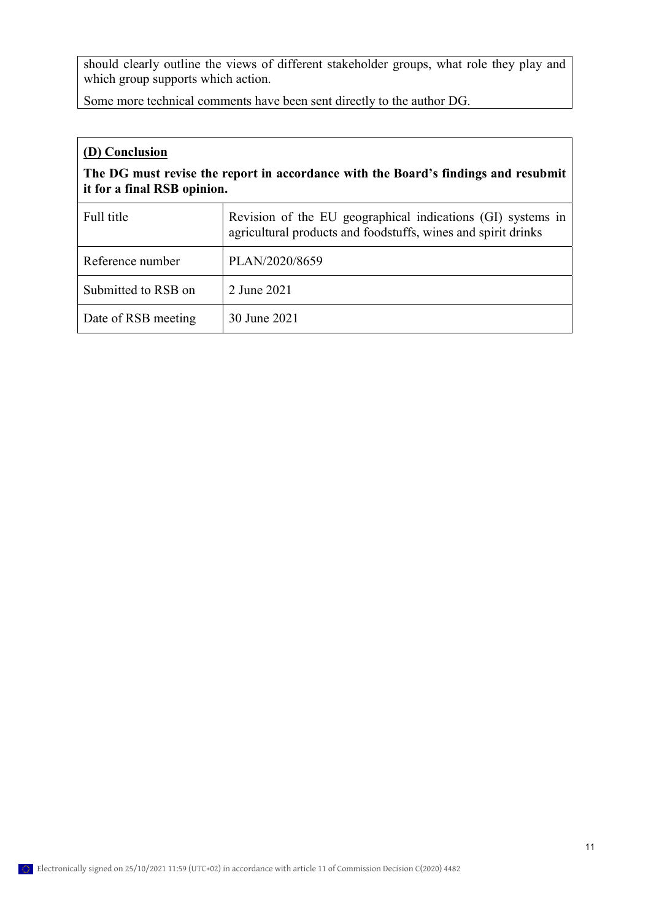should clearly outline the views of different stakeholder groups, what role they play and which group supports which action.

Some more technical comments have been sent directly to the author DG.

**(D) Conclusion**

**The DG must revise the report in accordance with the Board's findings and resubmit it for a final RSB opinion.**

| | |
|---|---|
| Full title | Revision of the EU geographical indications (GI) systems in agricultural products and foodstuffs, wines and spirit drinks |
| Reference number | PLAN/2020/8659 |
| Submitted to RSB on | 2 June 2021 |
| Date of RSB meeting | 30 June 2021 |

Electronically signed on 25/10/2021 11:59 (UTC+02) in accordance with article 11 of Commission Decision C(2020) 4482